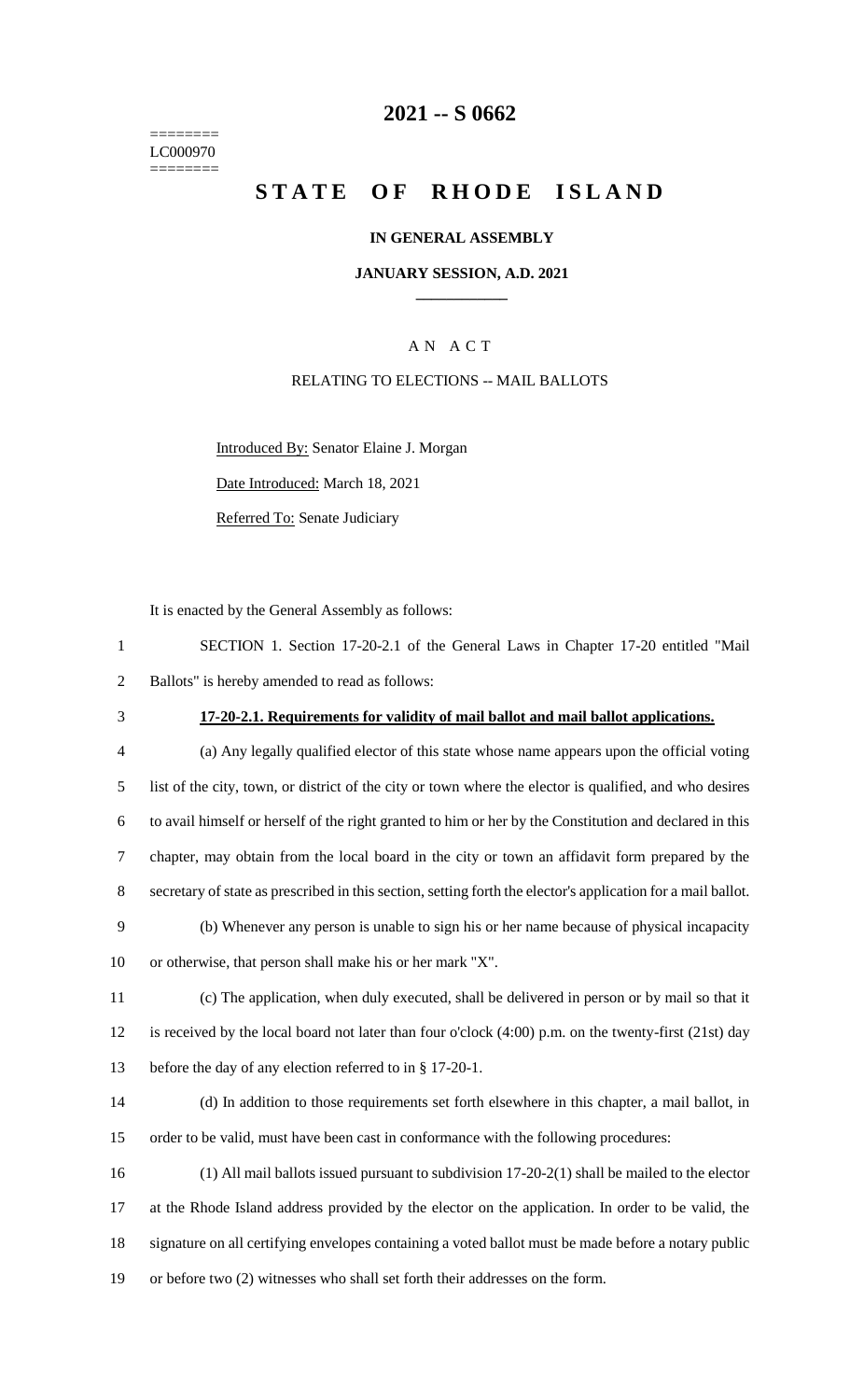========
LC000970
========

# 2021 -- S 0662

# STATE OF RHODE ISLAND

**IN GENERAL ASSEMBLY**

**JANUARY SESSION, A.D. 2021**

## A N A C T

RELATING TO ELECTIONS -- MAIL BALLOTS

Introduced By: Senator Elaine J. Morgan

Date Introduced: March 18, 2021

Referred To: Senate Judiciary

It is enacted by the General Assembly as follows:

1 SECTION 1. Section 17-20-2.1 of the General Laws in Chapter 17-20 entitled "Mail
2 Ballots" is hereby amended to read as follows:

3 **17-20-2.1. Requirements for validity of mail ballot and mail ballot applications.**

4 (a) Any legally qualified elector of this state whose name appears upon the official voting
5 list of the city, town, or district of the city or town where the elector is qualified, and who desires
6 to avail himself or herself of the right granted to him or her by the Constitution and declared in this
7 chapter, may obtain from the local board in the city or town an affidavit form prepared by the
8 secretary of state as prescribed in this section, setting forth the elector's application for a mail ballot.

9 (b) Whenever any person is unable to sign his or her name because of physical incapacity
10 or otherwise, that person shall make his or her mark "X".

11 (c) The application, when duly executed, shall be delivered in person or by mail so that it
12 is received by the local board not later than four o'clock (4:00) p.m. on the twenty-first (21st) day
13 before the day of any election referred to in § 17-20-1.

14 (d) In addition to those requirements set forth elsewhere in this chapter, a mail ballot, in
15 order to be valid, must have been cast in conformance with the following procedures:

16 (1) All mail ballots issued pursuant to subdivision 17-20-2(1) shall be mailed to the elector
17 at the Rhode Island address provided by the elector on the application. In order to be valid, the
18 signature on all certifying envelopes containing a voted ballot must be made before a notary public
19 or before two (2) witnesses who shall set forth their addresses on the form.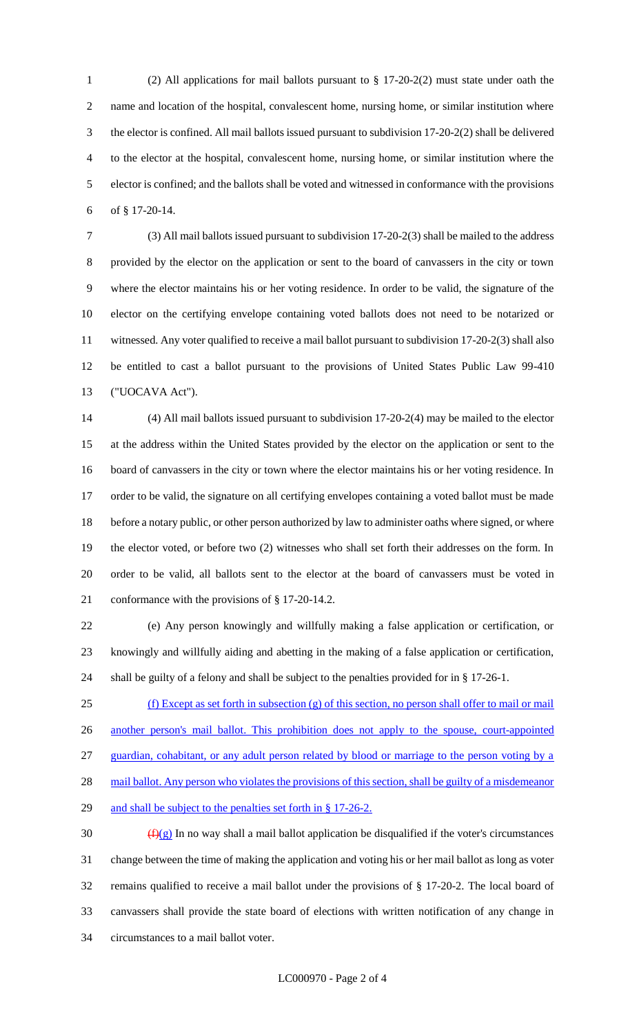(2) All applications for mail ballots pursuant to § 17-20-2(2) must state under oath the name and location of the hospital, convalescent home, nursing home, or similar institution where the elector is confined. All mail ballots issued pursuant to subdivision 17-20-2(2) shall be delivered to the elector at the hospital, convalescent home, nursing home, or similar institution where the elector is confined; and the ballots shall be voted and witnessed in conformance with the provisions of § 17-20-14.

(3) All mail ballots issued pursuant to subdivision 17-20-2(3) shall be mailed to the address provided by the elector on the application or sent to the board of canvassers in the city or town where the elector maintains his or her voting residence. In order to be valid, the signature of the elector on the certifying envelope containing voted ballots does not need to be notarized or witnessed. Any voter qualified to receive a mail ballot pursuant to subdivision 17-20-2(3) shall also be entitled to cast a ballot pursuant to the provisions of United States Public Law 99-410 ("UOCAVA Act").

(4) All mail ballots issued pursuant to subdivision 17-20-2(4) may be mailed to the elector at the address within the United States provided by the elector on the application or sent to the board of canvassers in the city or town where the elector maintains his or her voting residence. In order to be valid, the signature on all certifying envelopes containing a voted ballot must be made before a notary public, or other person authorized by law to administer oaths where signed, or where the elector voted, or before two (2) witnesses who shall set forth their addresses on the form. In order to be valid, all ballots sent to the elector at the board of canvassers must be voted in conformance with the provisions of § 17-20-14.2.

(e) Any person knowingly and willfully making a false application or certification, or knowingly and willfully aiding and abetting in the making of a false application or certification, shall be guilty of a felony and shall be subject to the penalties provided for in § 17-26-1.

(f) Except as set forth in subsection (g) of this section, no person shall offer to mail or mail another person's mail ballot. This prohibition does not apply to the spouse, court-appointed guardian, cohabitant, or any adult person related by blood or marriage to the person voting by a mail ballot. Any person who violates the provisions of this section, shall be guilty of a misdemeanor and shall be subject to the penalties set forth in § 17-26-2.

~~(f)~~(g) In no way shall a mail ballot application be disqualified if the voter's circumstances change between the time of making the application and voting his or her mail ballot as long as voter remains qualified to receive a mail ballot under the provisions of § 17-20-2. The local board of canvassers shall provide the state board of elections with written notification of any change in circumstances to a mail ballot voter.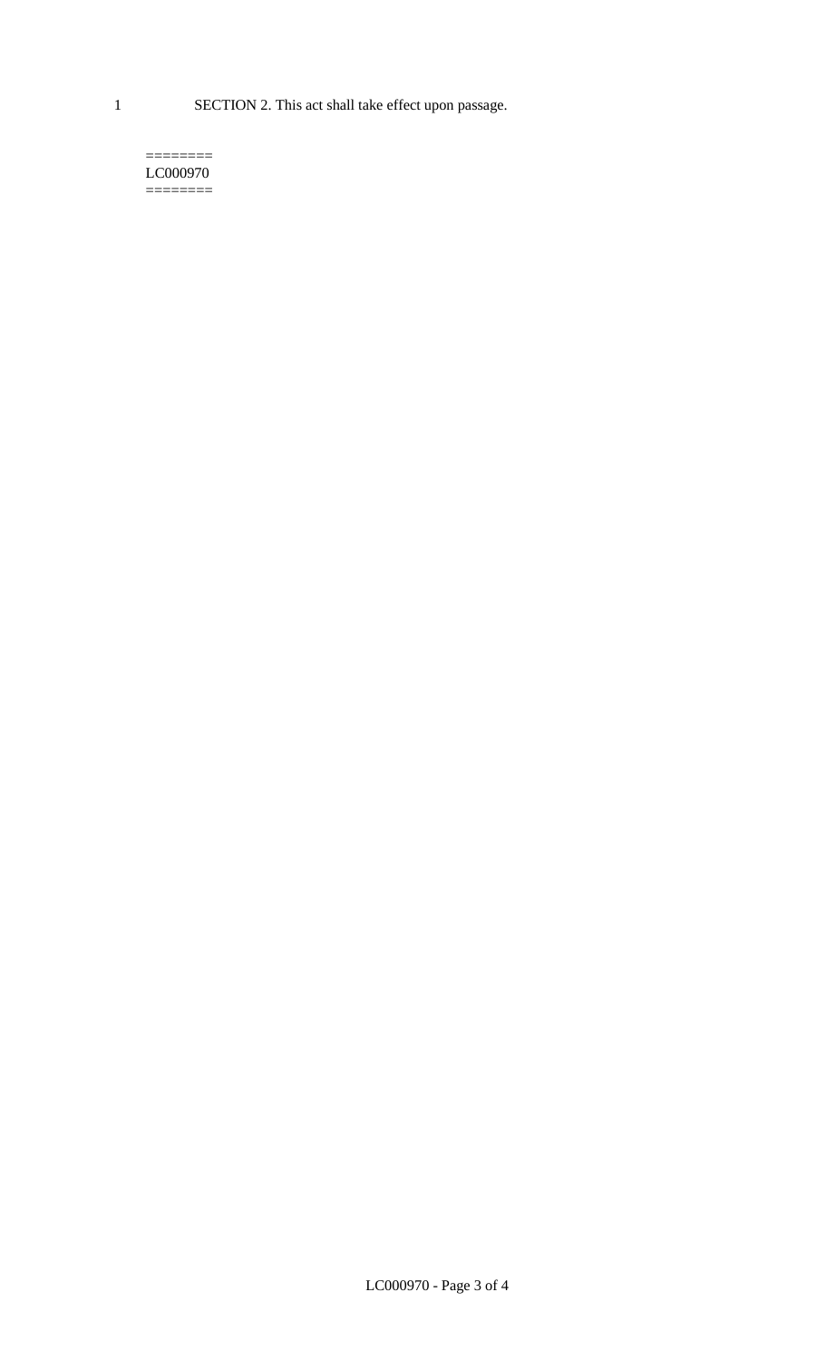1 SECTION 2. This act shall take effect upon passage.

========
LC000970
========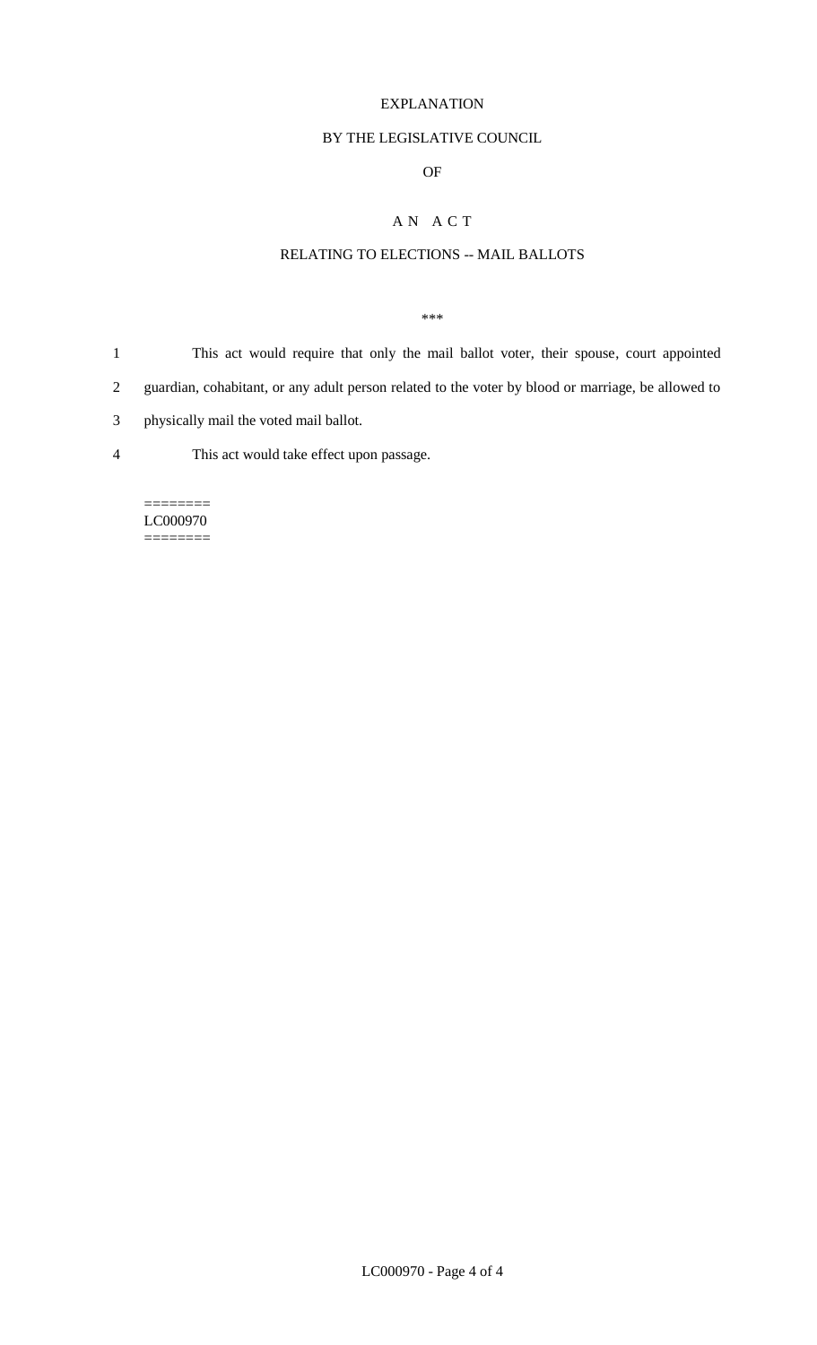EXPLANATION

BY THE LEGISLATIVE COUNCIL

OF

A N  A C T

RELATING TO ELECTIONS -- MAIL BALLOTS

\*\*\*

1 This act would require that only the mail ballot voter, their spouse, court appointed
2 guardian, cohabitant, or any adult person related to the voter by blood or marriage, be allowed to
3 physically mail the voted mail ballot.
4 This act would take effect upon passage.

========
LC000970
========